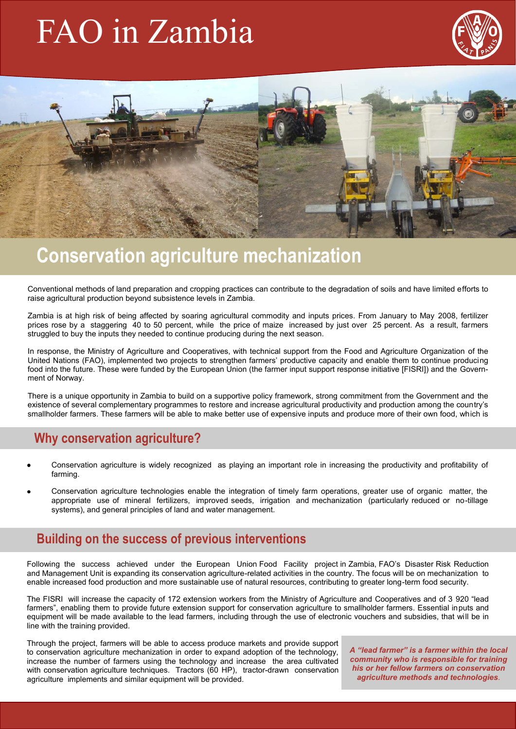# FAO in Zambia

## Conservation agriculture mechanization

Conventional methods of land preparation and cropping practices can contribute to the degradation of soils and have limited efforts to raise agricultural production beyond subsistence levels in Zambia.

Zambia is at high risk of being affected by soaring agricultural commodity and inputs prices. From January to May 2008, fertilizer prices rose by a staggering 40 to 50 percent, while the price of maize increased by just over 25 percent. As a result, farmers struggled to buy the inputs they needed to continue producing during the next season.

In response, the Ministry of Agriculture and Cooperatives, with technical support from the Food and Agriculture Organization of the United Nations (FAO), implemented two projects to strengthen farmers' productive capacity and enable them to continue producing food into the future. These were funded by the European Union (the farmer input support response initiative [FISRI]) and the Government of Norway.

There is a unique opportunity in Zambia to build on a supportive policy framework, strong commitment from the Government and the existence of several complementary programmes to restore and increase agricultural productivity and production among the country's smallholder farmers. These farmers will be able to make better use of expensive inputs and produce more of their own food, which is

## Why conservation agriculture?

- Conservation agriculture is widely recognized as playing an important role in increasing the productivity and profitability of farming.
- Conservation agriculture technologies enable the integration of timely farm operations, greater use of organic matter, the appropriate use of mineral fertilizers, improved seeds, irrigation and mechanization (particularly reduced or no-tillage systems), and general principles of land and water management.

## Building on the success of previous interventions

Following the success achieved under the European Union Food Facility project in Zambia, FAO's Disaster Risk Reduction and Management Unit is expanding its conservation agriculture-related activities in the country. The focus will be on mechanization to enable increased food production and more sustainable use of natural resources, contributing to greater long-term food security.

The FISRI will increase the capacity of 172 extension workers from the Ministry of Agriculture and Cooperatives and of 3 920 "lead farmers", enabling them to provide future extension support for conservation agriculture to smallholder farmers. Essential inputs and equipment will be made available to the lead farmers, including through the use of electronic vouchers and subsidies, that will be in line with the training provided.

Through the project, farmers will be able to access produce markets and provide support to conservation agriculture mechanization in order to expand adoption of the technology, increase the number of farmers using the technology and increase the area cultivated with conservation agriculture techniques. Tractors (60 HP), tractor-drawn conservation agriculture implements and similar equipment will be provided.

*A "lead farmer" is a farmer within the local community who is responsible for training his or her fellow farmers on conservation agriculture methods and technologies.*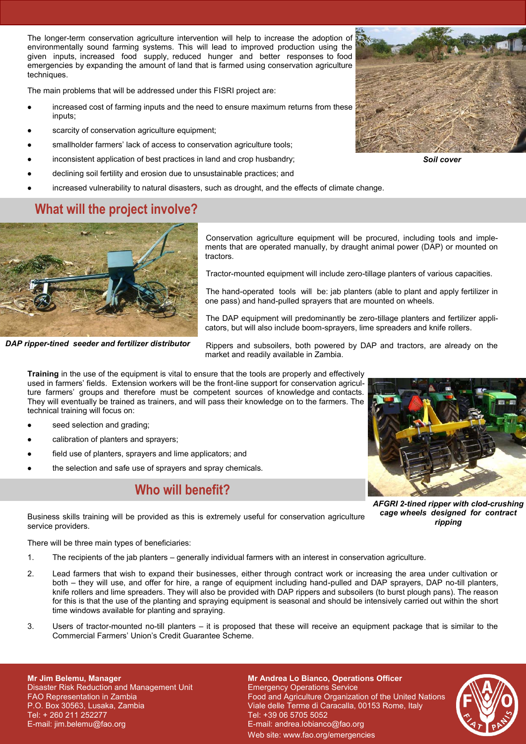The longer-term conservation agriculture intervention will help to increase the adoption of environmentally sound farming systems. This will lead to improved production using the given inputs, increased food supply, reduced hunger and better responses to food emergencies by expanding the amount of land that is farmed using conservation agriculture techniques.

The main problems that will be addressed under this FISRI project are:

- increased cost of farming inputs and the need to ensure maximum returns from these inputs;
- scarcity of conservation agriculture equipment;
- smallholder farmers' lack of access to conservation agriculture tools;
- inconsistent application of best practices in land and crop husbandry;
- declining soil fertility and erosion due to unsustainable practices; and
- increased vulnerability to natural disasters, such as drought, and the effects of climate change.

*Soil cover*

## What will the project involve?

*DAP ripper-tined seeder and fertilizer distributor*

Conservation agriculture equipment will be procured, including tools and implements that are operated manually, by draught animal power (DAP) or mounted on tractors.

Tractor-mounted equipment will include zero-tillage planters of various capacities.

The hand-operated tools will be: jab planters (able to plant and apply fertilizer in one pass) and hand-pulled sprayers that are mounted on wheels.

The DAP equipment will predominantly be zero-tillage planters and fertilizer applicators, but will also include boom-sprayers, lime spreaders and knife rollers.

Rippers and subsoilers, both powered by DAP and tractors, are already on the market and readily available in Zambia.

**Training** in the use of the equipment is vital to ensure that the tools are properly and effectively used in farmers' fields. Extension workers will be the front-line support for conservation agriculture farmers' groups and therefore must be competent sources of knowledge and contacts. They will eventually be trained as trainers, and will pass their knowledge on to the farmers. The technical training will focus on:

- seed selection and grading;
- calibration of planters and sprayers;
- field use of planters, sprayers and lime applicators; and
- the selection and safe use of sprayers and spray chemicals.

*AFGRI 2-tined ripper with clod-crushing cage wheels designed for contract ripping*

## Who will benefit?

Business skills training will be provided as this is extremely useful for conservation agriculture service providers.

There will be three main types of beneficiaries:

1. The recipients of the jab planters – generally individual farmers with an interest in conservation agriculture.
2. Lead farmers that wish to expand their businesses, either through contract work or increasing the area under cultivation or both – they will use, and offer for hire, a range of equipment including hand-pulled and DAP sprayers, DAP no-till planters, knife rollers and lime spreaders. They will also be provided with DAP rippers and subsoilers (to burst plough pans). The reason for this is that the use of the planting and spraying equipment is seasonal and should be intensively carried out within the short time windows available for planting and spraying.
3. Users of tractor-mounted no-till planters – it is proposed that these will receive an equipment package that is similar to the Commercial Farmers' Union's Credit Guarantee Scheme.

**Mr Jim Belemu, Manager**
Disaster Risk Reduction and Management Unit
FAO Representation in Zambia
P.O. Box 30563, Lusaka, Zambia
Tel: + 260 211 252277
E-mail: jim.belemu@fao.org

**Mr Andrea Lo Bianco, Operations Officer**
Emergency Operations Service
Food and Agriculture Organization of the United Nations
Viale delle Terme di Caracalla, 00153 Rome, Italy
Tel: +39 06 5705 5052
E-mail: andrea.lobianco@fao.org
Web site: www.fao.org/emergencies